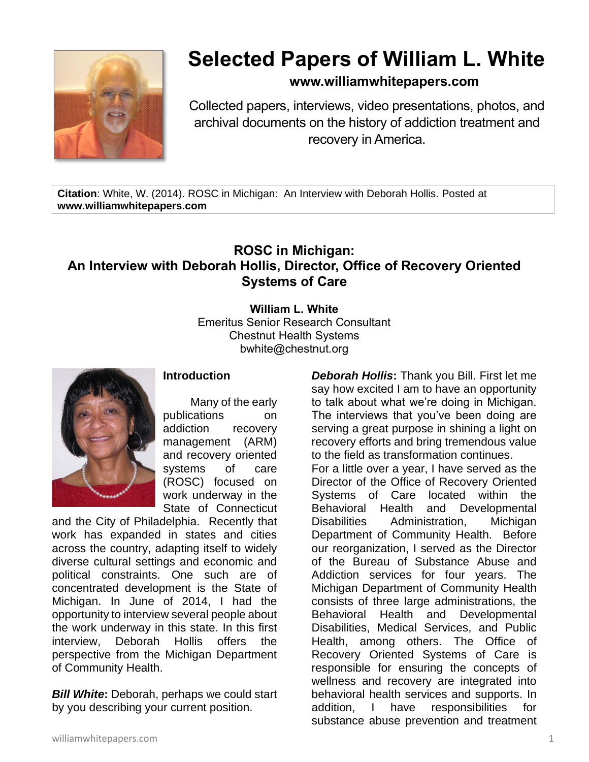# Selected Papers of William L. White

**www.williamwhitepapers.com**

Collected papers, interviews, video presentations, photos, and archival documents on the history of addiction treatment and recovery in America.

**Citation**: White, W. (2014). ROSC in Michigan: An Interview with Deborah Hollis. Posted at **www.williamwhitepapers.com**

## ROSC in Michigan: An Interview with Deborah Hollis, Director, Office of Recovery Oriented Systems of Care

**William L. White**
Emeritus Senior Research Consultant
Chestnut Health Systems
bwhite@chestnut.org

### Introduction

Many of the early publications on addiction recovery management (ARM) and recovery oriented systems of care (ROSC) focused on work underway in the State of Connecticut and the City of Philadelphia. Recently that work has expanded in states and cities across the country, adapting itself to widely diverse cultural settings and economic and political constraints. One such are of concentrated development is the State of Michigan. In June of 2014, I had the opportunity to interview several people about the work underway in this state. In this first interview, Deborah Hollis offers the perspective from the Michigan Department of Community Health.

***Bill White*:** Deborah, perhaps we could start by you describing your current position.

***Deborah Hollis*:** Thank you Bill. First let me say how excited I am to have an opportunity to talk about what we're doing in Michigan. The interviews that you've been doing are serving a great purpose in shining a light on recovery efforts and bring tremendous value to the field as transformation continues.

For a little over a year, I have served as the Director of the Office of Recovery Oriented Systems of Care located within the Behavioral Health and Developmental Disabilities Administration, Michigan Department of Community Health. Before our reorganization, I served as the Director of the Bureau of Substance Abuse and Addiction services for four years. The Michigan Department of Community Health consists of three large administrations, the Behavioral Health and Developmental Disabilities, Medical Services, and Public Health, among others. The Office of Recovery Oriented Systems of Care is responsible for ensuring the concepts of wellness and recovery are integrated into behavioral health services and supports. In addition, I have responsibilities for substance abuse prevention and treatment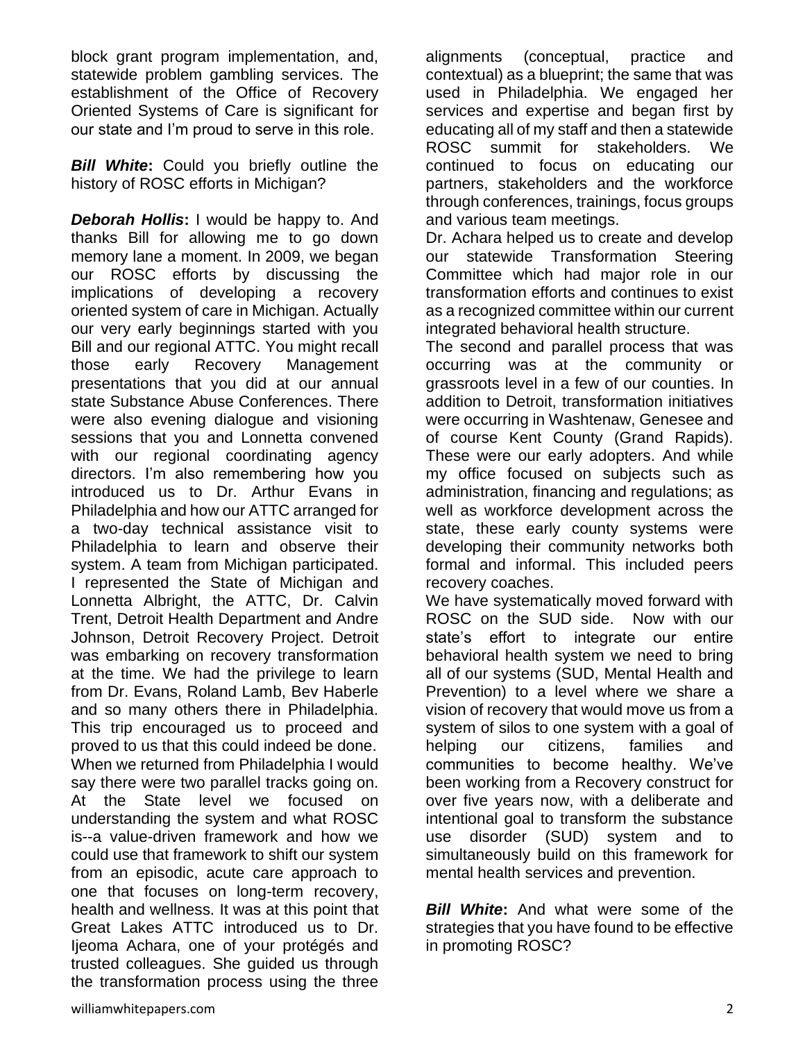block grant program implementation, and, statewide problem gambling services. The establishment of the Office of Recovery Oriented Systems of Care is significant for our state and I'm proud to serve in this role.

***Bill White*:** Could you briefly outline the history of ROSC efforts in Michigan?

***Deborah Hollis*:** I would be happy to. And thanks Bill for allowing me to go down memory lane a moment. In 2009, we began our ROSC efforts by discussing the implications of developing a recovery oriented system of care in Michigan. Actually our very early beginnings started with you Bill and our regional ATTC. You might recall those early Recovery Management presentations that you did at our annual state Substance Abuse Conferences. There were also evening dialogue and visioning sessions that you and Lonnetta convened with our regional coordinating agency directors. I'm also remembering how you introduced us to Dr. Arthur Evans in Philadelphia and how our ATTC arranged for a two-day technical assistance visit to Philadelphia to learn and observe their system. A team from Michigan participated. I represented the State of Michigan and Lonnetta Albright, the ATTC, Dr. Calvin Trent, Detroit Health Department and Andre Johnson, Detroit Recovery Project. Detroit was embarking on recovery transformation at the time. We had the privilege to learn from Dr. Evans, Roland Lamb, Bev Haberle and so many others there in Philadelphia. This trip encouraged us to proceed and proved to us that this could indeed be done. When we returned from Philadelphia I would say there were two parallel tracks going on. At the State level we focused on understanding the system and what ROSC is--a value-driven framework and how we could use that framework to shift our system from an episodic, acute care approach to one that focuses on long-term recovery, health and wellness. It was at this point that Great Lakes ATTC introduced us to Dr. Ijeoma Achara, one of your protégés and trusted colleagues. She guided us through the transformation process using the three alignments (conceptual, practice and contextual) as a blueprint; the same that was used in Philadelphia. We engaged her services and expertise and began first by educating all of my staff and then a statewide ROSC summit for stakeholders. We continued to focus on educating our partners, stakeholders and the workforce through conferences, trainings, focus groups and various team meetings.

Dr. Achara helped us to create and develop our statewide Transformation Steering Committee which had major role in our transformation efforts and continues to exist as a recognized committee within our current integrated behavioral health structure.

The second and parallel process that was occurring was at the community or grassroots level in a few of our counties. In addition to Detroit, transformation initiatives were occurring in Washtenaw, Genesee and of course Kent County (Grand Rapids). These were our early adopters. And while my office focused on subjects such as administration, financing and regulations; as well as workforce development across the state, these early county systems were developing their community networks both formal and informal. This included peers recovery coaches.

We have systematically moved forward with ROSC on the SUD side. Now with our state's effort to integrate our entire behavioral health system we need to bring all of our systems (SUD, Mental Health and Prevention) to a level where we share a vision of recovery that would move us from a system of silos to one system with a goal of helping our citizens, families and communities to become healthy. We've been working from a Recovery construct for over five years now, with a deliberate and intentional goal to transform the substance use disorder (SUD) system and to simultaneously build on this framework for mental health services and prevention.

***Bill White*:** And what were some of the strategies that you have found to be effective in promoting ROSC?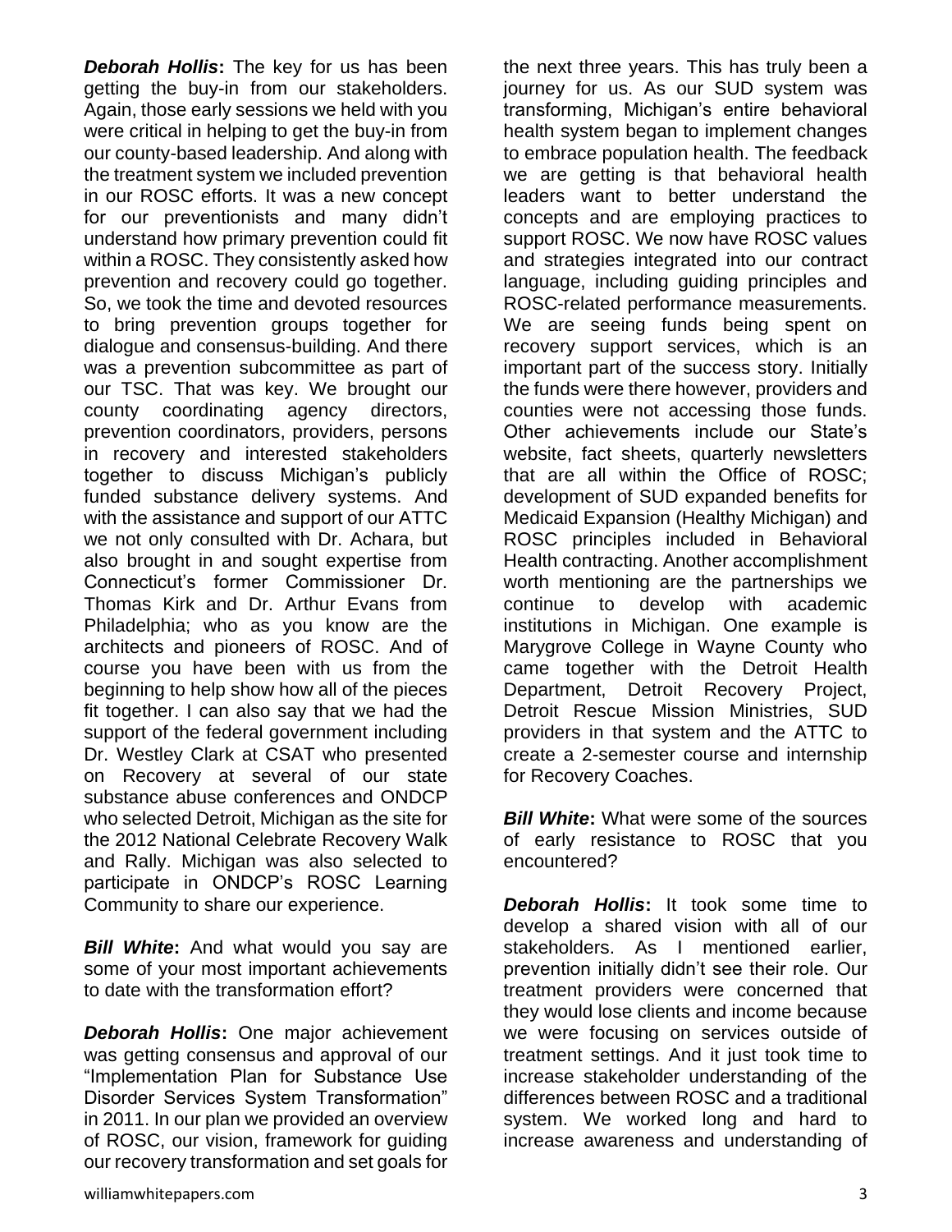***Deborah Hollis*:** The key for us has been getting the buy-in from our stakeholders. Again, those early sessions we held with you were critical in helping to get the buy-in from our county-based leadership. And along with the treatment system we included prevention in our ROSC efforts. It was a new concept for our preventionists and many didn't understand how primary prevention could fit within a ROSC. They consistently asked how prevention and recovery could go together. So, we took the time and devoted resources to bring prevention groups together for dialogue and consensus-building. And there was a prevention subcommittee as part of our TSC. That was key. We brought our county coordinating agency directors, prevention coordinators, providers, persons in recovery and interested stakeholders together to discuss Michigan's publicly funded substance delivery systems. And with the assistance and support of our ATTC we not only consulted with Dr. Achara, but also brought in and sought expertise from Connecticut's former Commissioner Dr. Thomas Kirk and Dr. Arthur Evans from Philadelphia; who as you know are the architects and pioneers of ROSC. And of course you have been with us from the beginning to help show how all of the pieces fit together. I can also say that we had the support of the federal government including Dr. Westley Clark at CSAT who presented on Recovery at several of our state substance abuse conferences and ONDCP who selected Detroit, Michigan as the site for the 2012 National Celebrate Recovery Walk and Rally. Michigan was also selected to participate in ONDCP's ROSC Learning Community to share our experience.

***Bill White*:** And what would you say are some of your most important achievements to date with the transformation effort?

***Deborah Hollis*:** One major achievement was getting consensus and approval of our "Implementation Plan for Substance Use Disorder Services System Transformation" in 2011. In our plan we provided an overview of ROSC, our vision, framework for guiding our recovery transformation and set goals for the next three years. This has truly been a journey for us. As our SUD system was transforming, Michigan's entire behavioral health system began to implement changes to embrace population health. The feedback we are getting is that behavioral health leaders want to better understand the concepts and are employing practices to support ROSC. We now have ROSC values and strategies integrated into our contract language, including guiding principles and ROSC-related performance measurements. We are seeing funds being spent on recovery support services, which is an important part of the success story. Initially the funds were there however, providers and counties were not accessing those funds. Other achievements include our State's website, fact sheets, quarterly newsletters that are all within the Office of ROSC; development of SUD expanded benefits for Medicaid Expansion (Healthy Michigan) and ROSC principles included in Behavioral Health contracting. Another accomplishment worth mentioning are the partnerships we continue to develop with academic institutions in Michigan. One example is Marygrove College in Wayne County who came together with the Detroit Health Department, Detroit Recovery Project, Detroit Rescue Mission Ministries, SUD providers in that system and the ATTC to create a 2-semester course and internship for Recovery Coaches.

***Bill White*:** What were some of the sources of early resistance to ROSC that you encountered?

***Deborah Hollis*:** It took some time to develop a shared vision with all of our stakeholders. As I mentioned earlier, prevention initially didn't see their role. Our treatment providers were concerned that they would lose clients and income because we were focusing on services outside of treatment settings. And it just took time to increase stakeholder understanding of the differences between ROSC and a traditional system. We worked long and hard to increase awareness and understanding of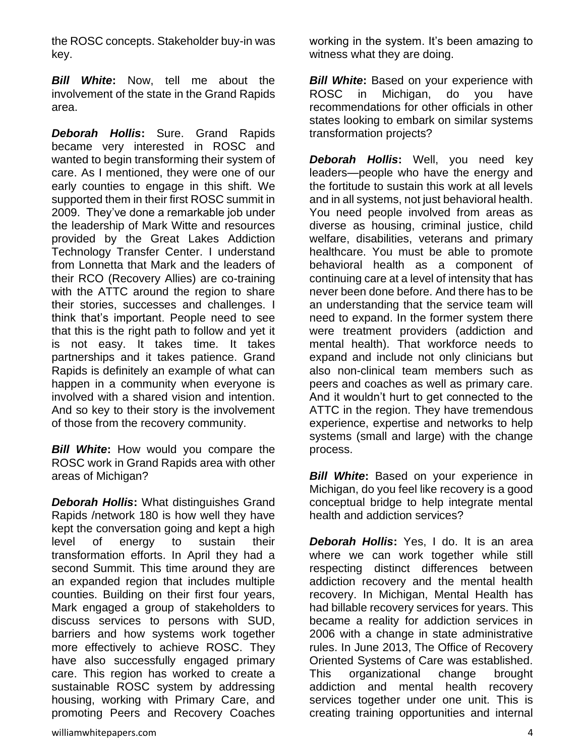the ROSC concepts. Stakeholder buy-in was key.

***Bill White*:** Now, tell me about the involvement of the state in the Grand Rapids area.

***Deborah Hollis*:** Sure. Grand Rapids became very interested in ROSC and wanted to begin transforming their system of care. As I mentioned, they were one of our early counties to engage in this shift. We supported them in their first ROSC summit in 2009. They've done a remarkable job under the leadership of Mark Witte and resources provided by the Great Lakes Addiction Technology Transfer Center. I understand from Lonnetta that Mark and the leaders of their RCO (Recovery Allies) are co-training with the ATTC around the region to share their stories, successes and challenges. I think that's important. People need to see that this is the right path to follow and yet it is not easy. It takes time. It takes partnerships and it takes patience. Grand Rapids is definitely an example of what can happen in a community when everyone is involved with a shared vision and intention. And so key to their story is the involvement of those from the recovery community.

***Bill White*:** How would you compare the ROSC work in Grand Rapids area with other areas of Michigan?

***Deborah Hollis*:** What distinguishes Grand Rapids /network 180 is how well they have kept the conversation going and kept a high level of energy to sustain their transformation efforts. In April they had a second Summit. This time around they are an expanded region that includes multiple counties. Building on their first four years, Mark engaged a group of stakeholders to discuss services to persons with SUD, barriers and how systems work together more effectively to achieve ROSC. They have also successfully engaged primary care. This region has worked to create a sustainable ROSC system by addressing housing, working with Primary Care, and promoting Peers and Recovery Coaches working in the system. It's been amazing to witness what they are doing.

***Bill White*:** Based on your experience with ROSC in Michigan, do you have recommendations for other officials in other states looking to embark on similar systems transformation projects?

***Deborah Hollis*:** Well, you need key leaders—people who have the energy and the fortitude to sustain this work at all levels and in all systems, not just behavioral health. You need people involved from areas as diverse as housing, criminal justice, child welfare, disabilities, veterans and primary healthcare. You must be able to promote behavioral health as a component of continuing care at a level of intensity that has never been done before. And there has to be an understanding that the service team will need to expand. In the former system there were treatment providers (addiction and mental health). That workforce needs to expand and include not only clinicians but also non-clinical team members such as peers and coaches as well as primary care. And it wouldn't hurt to get connected to the ATTC in the region. They have tremendous experience, expertise and networks to help systems (small and large) with the change process.

***Bill White*:** Based on your experience in Michigan, do you feel like recovery is a good conceptual bridge to help integrate mental health and addiction services?

***Deborah Hollis*:** Yes, I do. It is an area where we can work together while still respecting distinct differences between addiction recovery and the mental health recovery. In Michigan, Mental Health has had billable recovery services for years. This became a reality for addiction services in 2006 with a change in state administrative rules. In June 2013, The Office of Recovery Oriented Systems of Care was established. This organizational change brought addiction and mental health recovery services together under one unit. This is creating training opportunities and internal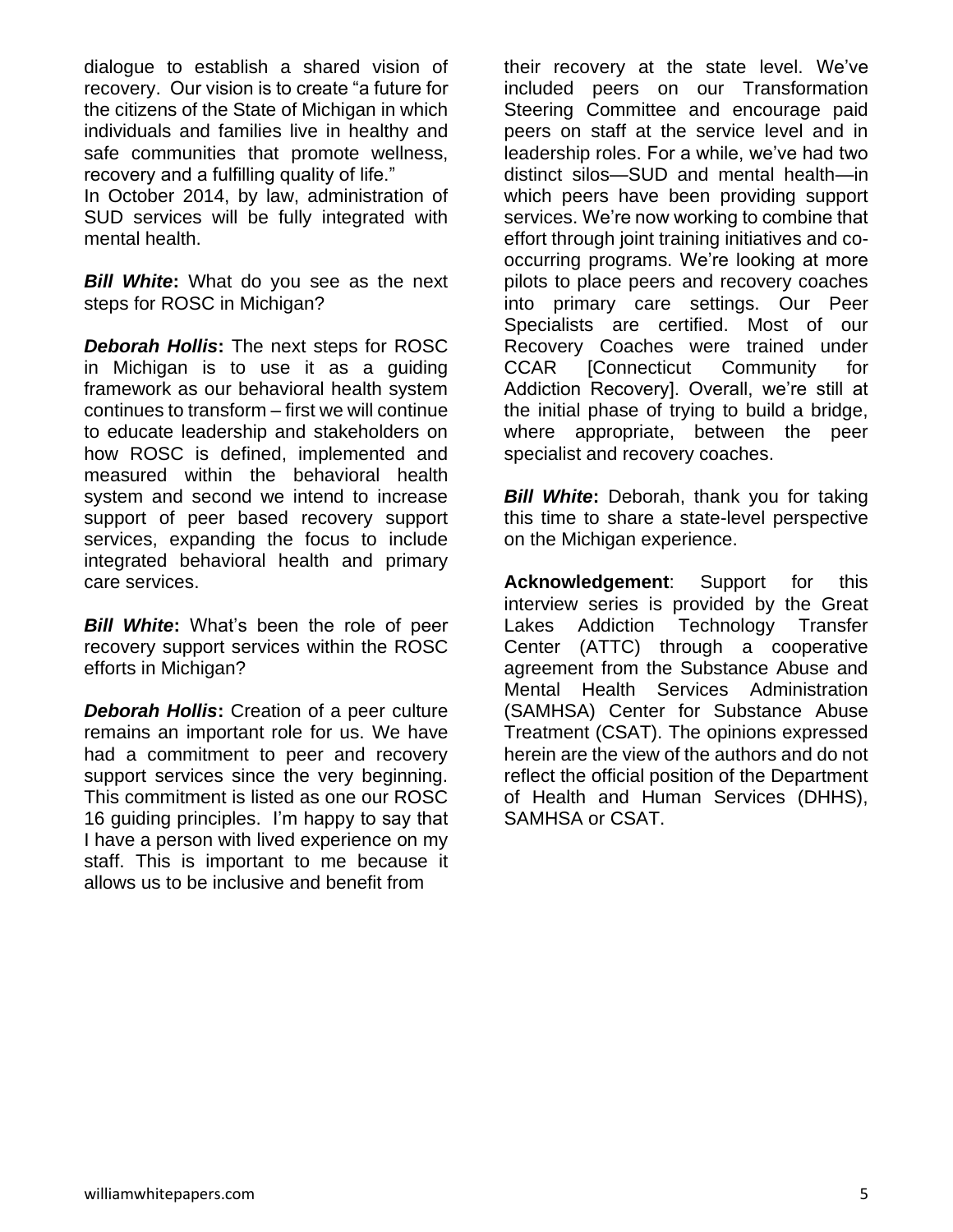dialogue to establish a shared vision of recovery. Our vision is to create "a future for the citizens of the State of Michigan in which individuals and families live in healthy and safe communities that promote wellness, recovery and a fulfilling quality of life."
In October 2014, by law, administration of SUD services will be fully integrated with mental health.

***Bill White*:** What do you see as the next steps for ROSC in Michigan?

***Deborah Hollis*:** The next steps for ROSC in Michigan is to use it as a guiding framework as our behavioral health system continues to transform – first we will continue to educate leadership and stakeholders on how ROSC is defined, implemented and measured within the behavioral health system and second we intend to increase support of peer based recovery support services, expanding the focus to include integrated behavioral health and primary care services.

***Bill White*:** What's been the role of peer recovery support services within the ROSC efforts in Michigan?

***Deborah Hollis*:** Creation of a peer culture remains an important role for us. We have had a commitment to peer and recovery support services since the very beginning. This commitment is listed as one our ROSC 16 guiding principles. I'm happy to say that I have a person with lived experience on my staff. This is important to me because it allows us to be inclusive and benefit from their recovery at the state level. We've included peers on our Transformation Steering Committee and encourage paid peers on staff at the service level and in leadership roles. For a while, we've had two distinct silos—SUD and mental health—in which peers have been providing support services. We're now working to combine that effort through joint training initiatives and co-occurring programs. We're looking at more pilots to place peers and recovery coaches into primary care settings. Our Peer Specialists are certified. Most of our Recovery Coaches were trained under CCAR [Connecticut Community for Addiction Recovery]. Overall, we're still at the initial phase of trying to build a bridge, where appropriate, between the peer specialist and recovery coaches.

***Bill White*:** Deborah, thank you for taking this time to share a state-level perspective on the Michigan experience.

**Acknowledgement**: Support for this interview series is provided by the Great Lakes Addiction Technology Transfer Center (ATTC) through a cooperative agreement from the Substance Abuse and Mental Health Services Administration (SAMHSA) Center for Substance Abuse Treatment (CSAT). The opinions expressed herein are the view of the authors and do not reflect the official position of the Department of Health and Human Services (DHHS), SAMHSA or CSAT.